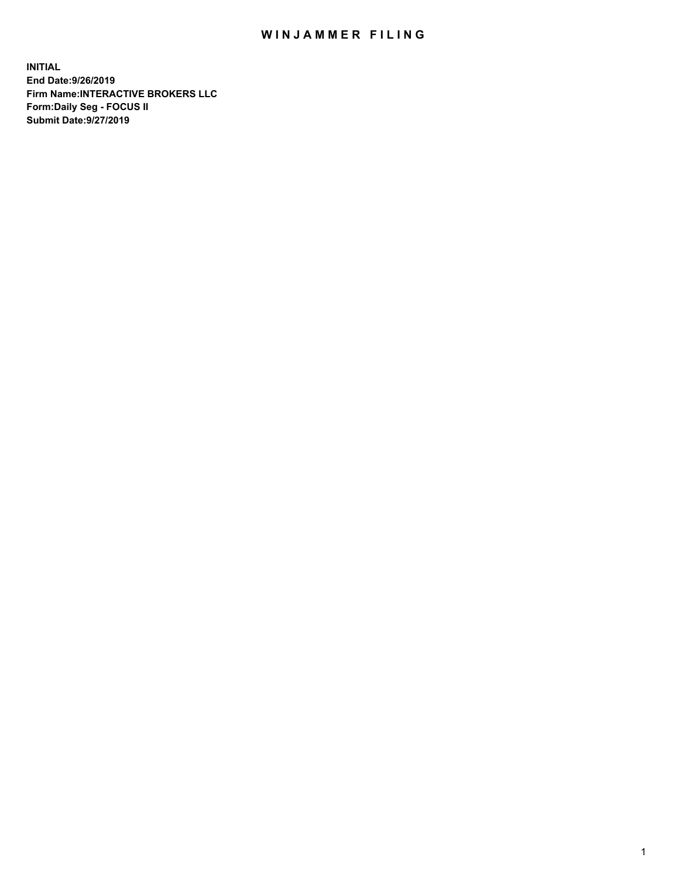# WINJAMMER FILING

**INITIAL**
**End Date:9/26/2019**
**Firm Name:INTERACTIVE BROKERS LLC**
**Form:Daily Seg - FOCUS II**
**Submit Date:9/27/2019**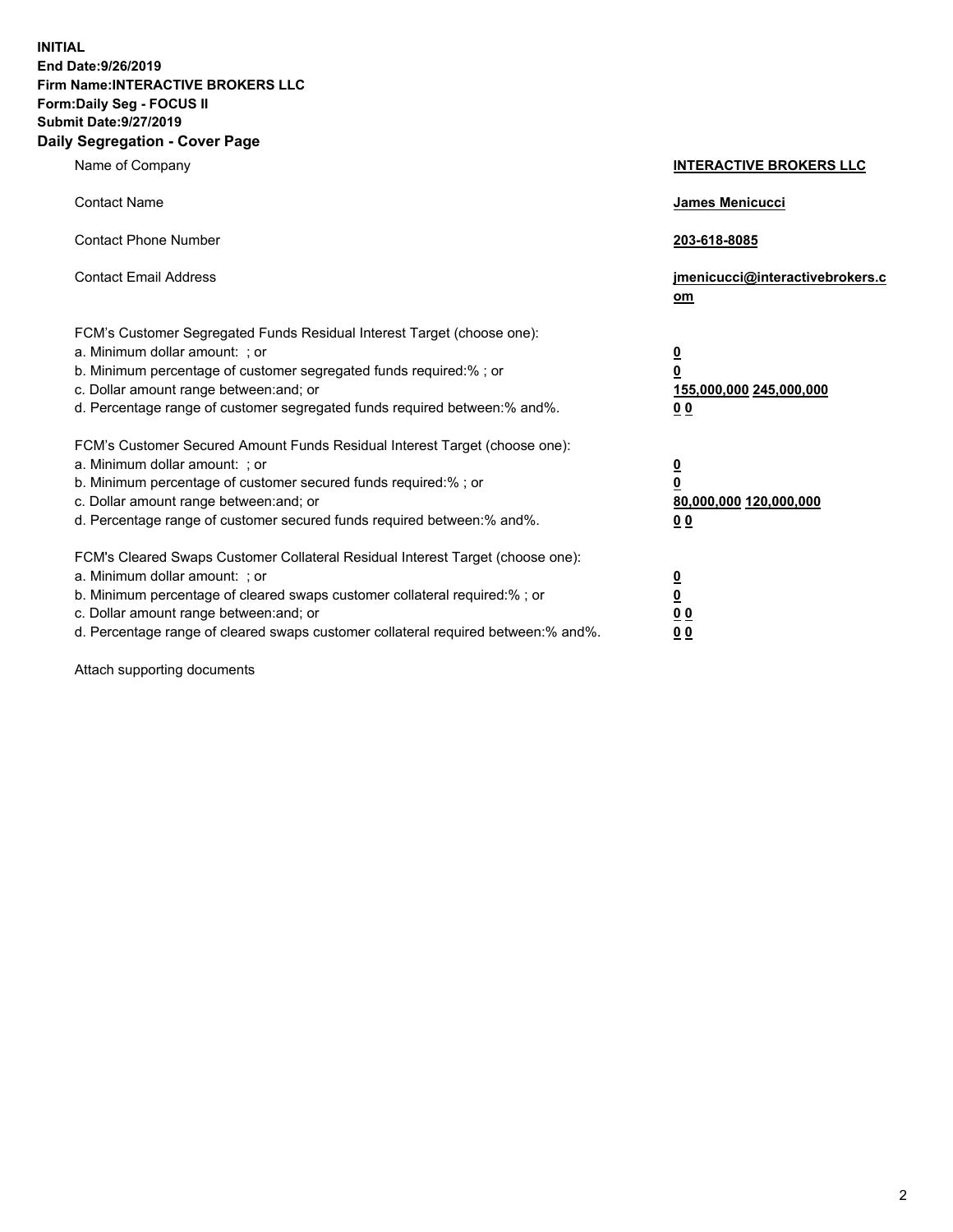**INITIAL**
**End Date:9/26/2019**
**Firm Name:INTERACTIVE BROKERS LLC**
**Form:Daily Seg - FOCUS II**
**Submit Date:9/27/2019**

## Daily Segregation - Cover Page

| | |
|---|---|
| Name of Company | **INTERACTIVE BROKERS LLC** |
| Contact Name | **James Menicucci** |
| Contact Phone Number | **203-618-8085** |
| Contact Email Address | **jmenicucci@interactivebrokers.com** |
| FCM's Customer Segregated Funds Residual Interest Target (choose one): | |
| a. Minimum dollar amount: ; or | **0** |
| b. Minimum percentage of customer segregated funds required:% ; or | **0** |
| c. Dollar amount range between:and; or | **155,000,000 245,000,000** |
| d. Percentage range of customer segregated funds required between:% and%. | **0 0** |
| FCM's Customer Secured Amount Funds Residual Interest Target (choose one): | |
| a. Minimum dollar amount: ; or | **0** |
| b. Minimum percentage of customer secured funds required:% ; or | **0** |
| c. Dollar amount range between:and; or | **80,000,000 120,000,000** |
| d. Percentage range of customer secured funds required between:% and%. | **0 0** |
| FCM's Cleared Swaps Customer Collateral Residual Interest Target (choose one): | |
| a. Minimum dollar amount: ; or | **0** |
| b. Minimum percentage of cleared swaps customer collateral required:% ; or | **0** |
| c. Dollar amount range between:and; or | **0 0** |
| d. Percentage range of cleared swaps customer collateral required between:% and%. | **0 0** |

Attach supporting documents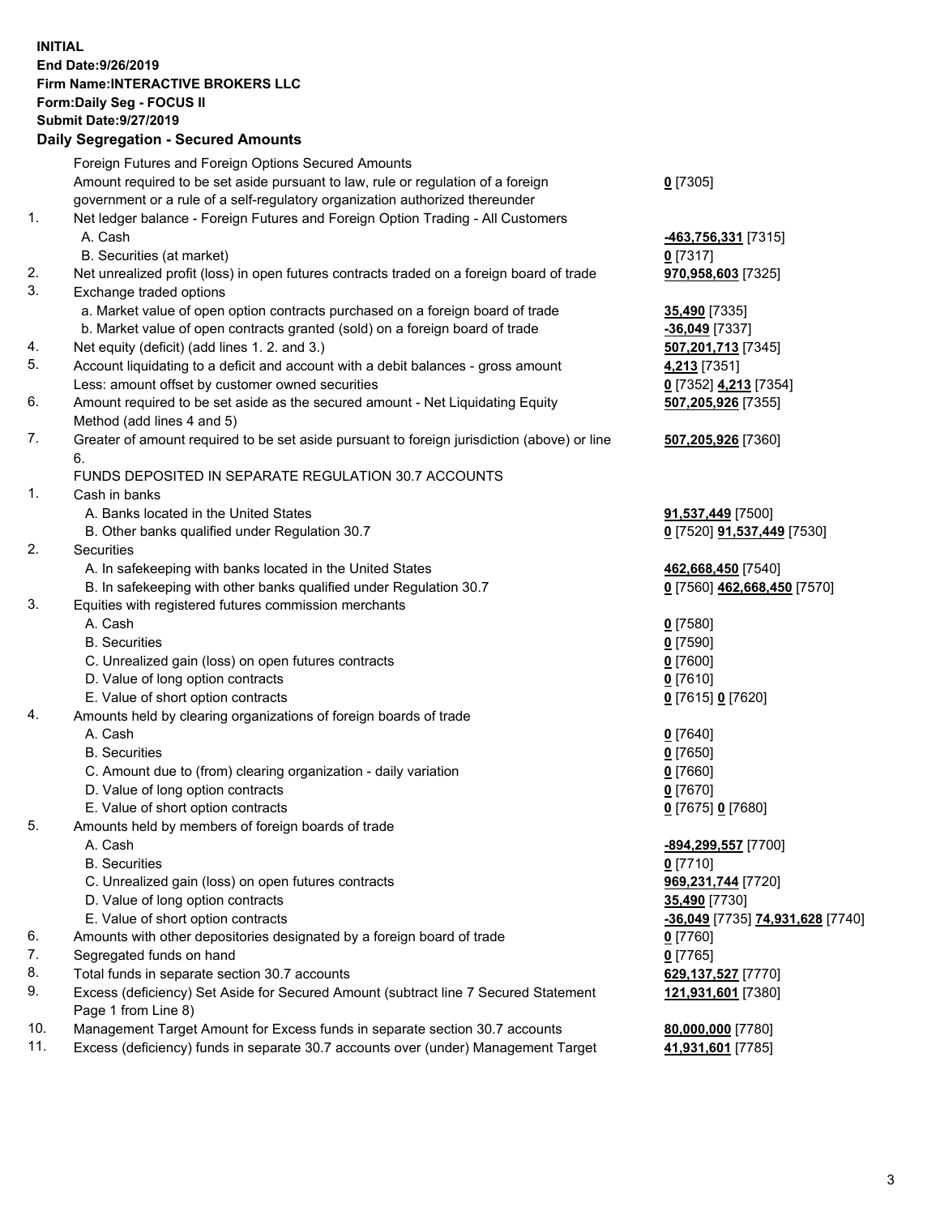**INITIAL**
**End Date:9/26/2019**
**Firm Name:INTERACTIVE BROKERS LLC**
**Form:Daily Seg - FOCUS II**
**Submit Date:9/27/2019**
**Daily Segregation - Secured Amounts**

| | | |
|---|---|---|
| | Foreign Futures and Foreign Options Secured Amounts | |
| | Amount required to be set aside pursuant to law, rule or regulation of a foreign government or a rule of a self-regulatory organization authorized thereunder | **0** [7305] |
| 1. | Net ledger balance - Foreign Futures and Foreign Option Trading - All Customers | |
| | A. Cash | **-463,756,331** [7315] |
| | B. Securities (at market) | **0** [7317] |
| 2. | Net unrealized profit (loss) in open futures contracts traded on a foreign board of trade | **970,958,603** [7325] |
| 3. | Exchange traded options | |
| | a. Market value of open option contracts purchased on a foreign board of trade | **35,490** [7335] |
| | b. Market value of open contracts granted (sold) on a foreign board of trade | **-36,049** [7337] |
| 4. | Net equity (deficit) (add lines 1. 2. and 3.) | **507,201,713** [7345] |
| 5. | Account liquidating to a deficit and account with a debit balances - gross amount | **4,213** [7351] |
| | Less: amount offset by customer owned securities | **0** [7352] **4,213** [7354] |
| 6. | Amount required to be set aside as the secured amount - Net Liquidating Equity Method (add lines 4 and 5) | **507,205,926** [7355] |
| 7. | Greater of amount required to be set aside pursuant to foreign jurisdiction (above) or line 6. | **507,205,926** [7360] |
| | FUNDS DEPOSITED IN SEPARATE REGULATION 30.7 ACCOUNTS | |
| 1. | Cash in banks | |
| | A. Banks located in the United States | **91,537,449** [7500] |
| | B. Other banks qualified under Regulation 30.7 | **0** [7520] **91,537,449** [7530] |
| 2. | Securities | |
| | A. In safekeeping with banks located in the United States | **462,668,450** [7540] |
| | B. In safekeeping with other banks qualified under Regulation 30.7 | **0** [7560] **462,668,450** [7570] |
| 3. | Equities with registered futures commission merchants | |
| | A. Cash | **0** [7580] |
| | B. Securities | **0** [7590] |
| | C. Unrealized gain (loss) on open futures contracts | **0** [7600] |
| | D. Value of long option contracts | **0** [7610] |
| | E. Value of short option contracts | **0** [7615] **0** [7620] |
| 4. | Amounts held by clearing organizations of foreign boards of trade | |
| | A. Cash | **0** [7640] |
| | B. Securities | **0** [7650] |
| | C. Amount due to (from) clearing organization - daily variation | **0** [7660] |
| | D. Value of long option contracts | **0** [7670] |
| | E. Value of short option contracts | **0** [7675] **0** [7680] |
| 5. | Amounts held by members of foreign boards of trade | |
| | A. Cash | **-894,299,557** [7700] |
| | B. Securities | **0** [7710] |
| | C. Unrealized gain (loss) on open futures contracts | **969,231,744** [7720] |
| | D. Value of long option contracts | **35,490** [7730] |
| | E. Value of short option contracts | **-36,049** [7735] **74,931,628** [7740] |
| 6. | Amounts with other depositories designated by a foreign board of trade | **0** [7760] |
| 7. | Segregated funds on hand | **0** [7765] |
| 8. | Total funds in separate section 30.7 accounts | **629,137,527** [7770] |
| 9. | Excess (deficiency) Set Aside for Secured Amount (subtract line 7 Secured Statement Page 1 from Line 8) | **121,931,601** [7380] |
| 10. | Management Target Amount for Excess funds in separate section 30.7 accounts | **80,000,000** [7780] |
| 11. | Excess (deficiency) funds in separate 30.7 accounts over (under) Management Target | **41,931,601** [7785] |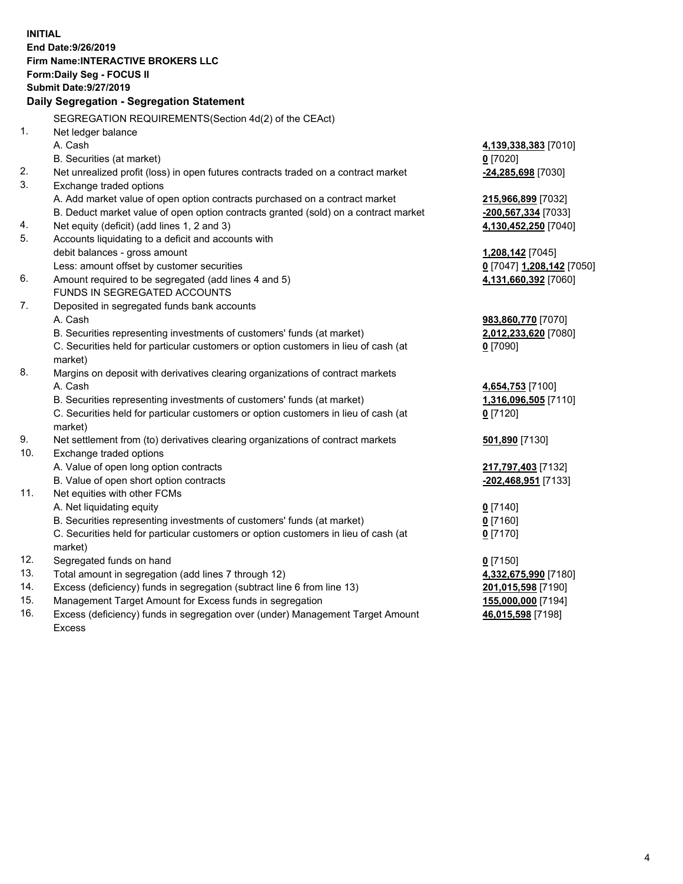**INITIAL**
**End Date:9/26/2019**
**Firm Name:INTERACTIVE BROKERS LLC**
**Form:Daily Seg - FOCUS II**
**Submit Date:9/27/2019**

## Daily Segregation - Segregation Statement

SEGREGATION REQUIREMENTS(Section 4d(2) of the CEAct)

| | | |
|---|---|---|
| 1. | Net ledger balance | |
| | A. Cash | **4,139,338,383** [7010] |
| | B. Securities (at market) | **0** [7020] |
| 2. | Net unrealized profit (loss) in open futures contracts traded on a contract market | **-24,285,698** [7030] |
| 3. | Exchange traded options | |
| | A. Add market value of open option contracts purchased on a contract market | **215,966,899** [7032] |
| | B. Deduct market value of open option contracts granted (sold) on a contract market | **-200,567,334** [7033] |
| 4. | Net equity (deficit) (add lines 1, 2 and 3) | **4,130,452,250** [7040] |
| 5. | Accounts liquidating to a deficit and accounts with debit balances - gross amount | **1,208,142** [7045] |
| | Less: amount offset by customer securities | **0** [7047] **1,208,142** [7050] |
| 6. | Amount required to be segregated (add lines 4 and 5) | **4,131,660,392** [7060] |
| | FUNDS IN SEGREGATED ACCOUNTS | |
| 7. | Deposited in segregated funds bank accounts | |
| | A. Cash | **983,860,770** [7070] |
| | B. Securities representing investments of customers' funds (at market) | **2,012,233,620** [7080] |
| | C. Securities held for particular customers or option customers in lieu of cash (at market) | **0** [7090] |
| 8. | Margins on deposit with derivatives clearing organizations of contract markets | |
| | A. Cash | **4,654,753** [7100] |
| | B. Securities representing investments of customers' funds (at market) | **1,316,096,505** [7110] |
| | C. Securities held for particular customers or option customers in lieu of cash (at market) | **0** [7120] |
| 9. | Net settlement from (to) derivatives clearing organizations of contract markets | **501,890** [7130] |
| 10. | Exchange traded options | |
| | A. Value of open long option contracts | **217,797,403** [7132] |
| | B. Value of open short option contracts | **-202,468,951** [7133] |
| 11. | Net equities with other FCMs | |
| | A. Net liquidating equity | **0** [7140] |
| | B. Securities representing investments of customers' funds (at market) | **0** [7160] |
| | C. Securities held for particular customers or option customers in lieu of cash (at market) | **0** [7170] |
| 12. | Segregated funds on hand | **0** [7150] |
| 13. | Total amount in segregation (add lines 7 through 12) | **4,332,675,990** [7180] |
| 14. | Excess (deficiency) funds in segregation (subtract line 6 from line 13) | **201,015,598** [7190] |
| 15. | Management Target Amount for Excess funds in segregation | **155,000,000** [7194] |
| 16. | Excess (deficiency) funds in segregation over (under) Management Target Amount Excess | **46,015,598** [7198] |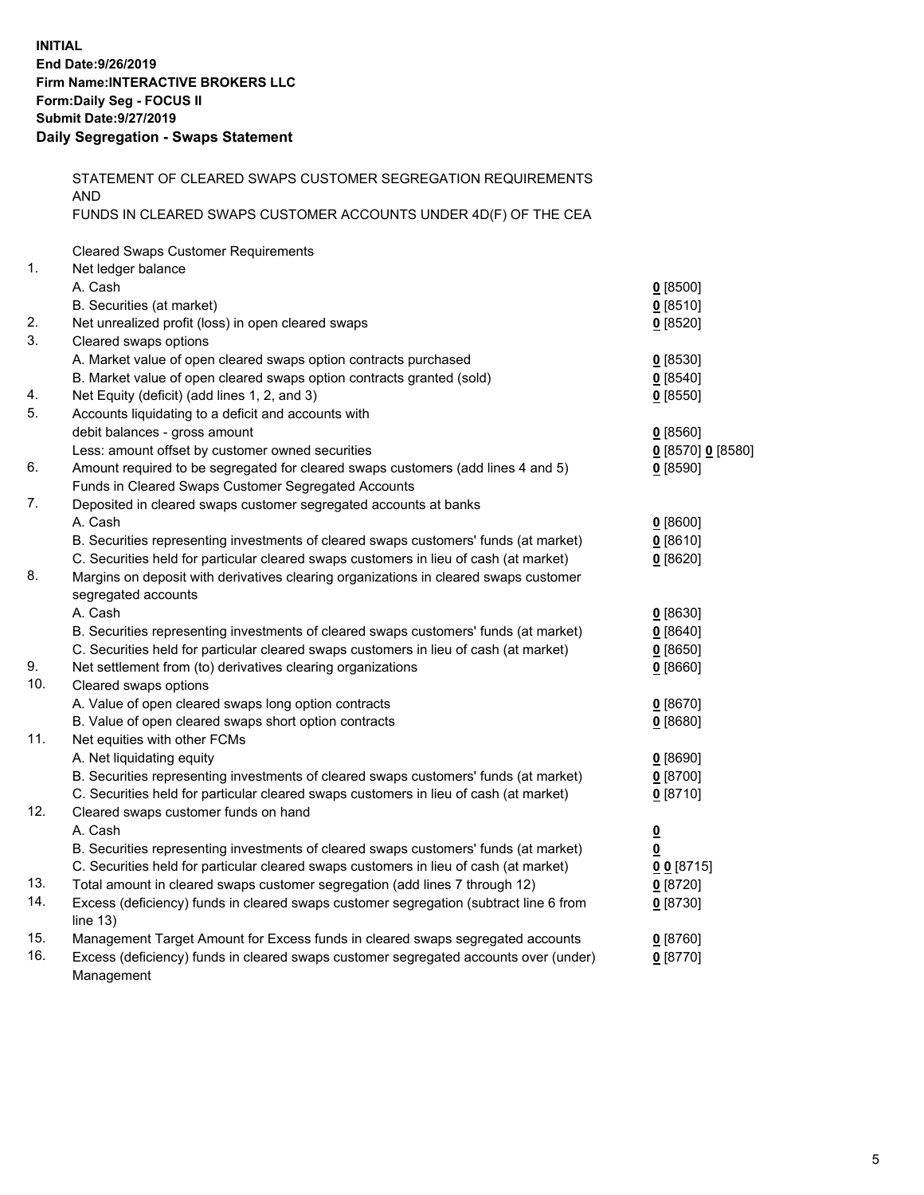**INITIAL**
**End Date:9/26/2019**
**Firm Name:INTERACTIVE BROKERS LLC**
**Form:Daily Seg - FOCUS II**
**Submit Date:9/27/2019**
**Daily Segregation - Swaps Statement**

STATEMENT OF CLEARED SWAPS CUSTOMER SEGREGATION REQUIREMENTS AND FUNDS IN CLEARED SWAPS CUSTOMER ACCOUNTS UNDER 4D(F) OF THE CEA

| | | |
|---|---|---|
| | Cleared Swaps Customer Requirements | |
| 1. | Net ledger balance | |
| | A. Cash | 0 [8500] |
| | B. Securities (at market) | 0 [8510] |
| 2. | Net unrealized profit (loss) in open cleared swaps | 0 [8520] |
| 3. | Cleared swaps options | |
| | A. Market value of open cleared swaps option contracts purchased | 0 [8530] |
| | B. Market value of open cleared swaps option contracts granted (sold) | 0 [8540] |
| 4. | Net Equity (deficit) (add lines 1, 2, and 3) | 0 [8550] |
| 5. | Accounts liquidating to a deficit and accounts with | |
| | debit balances - gross amount | 0 [8560] |
| | Less: amount offset by customer owned securities | 0 [8570] 0 [8580] |
| 6. | Amount required to be segregated for cleared swaps customers (add lines 4 and 5) | 0 [8590] |
| | Funds in Cleared Swaps Customer Segregated Accounts | |
| 7. | Deposited in cleared swaps customer segregated accounts at banks | |
| | A. Cash | 0 [8600] |
| | B. Securities representing investments of cleared swaps customers' funds (at market) | 0 [8610] |
| | C. Securities held for particular cleared swaps customers in lieu of cash (at market) | 0 [8620] |
| 8. | Margins on deposit with derivatives clearing organizations in cleared swaps customer segregated accounts | |
| | A. Cash | 0 [8630] |
| | B. Securities representing investments of cleared swaps customers' funds (at market) | 0 [8640] |
| | C. Securities held for particular cleared swaps customers in lieu of cash (at market) | 0 [8650] |
| 9. | Net settlement from (to) derivatives clearing organizations | 0 [8660] |
| 10. | Cleared swaps options | |
| | A. Value of open cleared swaps long option contracts | 0 [8670] |
| | B. Value of open cleared swaps short option contracts | 0 [8680] |
| 11. | Net equities with other FCMs | |
| | A. Net liquidating equity | 0 [8690] |
| | B. Securities representing investments of cleared swaps customers' funds (at market) | 0 [8700] |
| | C. Securities held for particular cleared swaps customers in lieu of cash (at market) | 0 [8710] |
| 12. | Cleared swaps customer funds on hand | |
| | A. Cash | 0 |
| | B. Securities representing investments of cleared swaps customers' funds (at market) | 0 |
| | C. Securities held for particular cleared swaps customers in lieu of cash (at market) | 0 0 [8715] |
| 13. | Total amount in cleared swaps customer segregation (add lines 7 through 12) | 0 [8720] |
| 14. | Excess (deficiency) funds in cleared swaps customer segregation (subtract line 6 from line 13) | 0 [8730] |
| 15. | Management Target Amount for Excess funds in cleared swaps segregated accounts | 0 [8760] |
| 16. | Excess (deficiency) funds in cleared swaps customer segregated accounts over (under) Management | 0 [8770] |